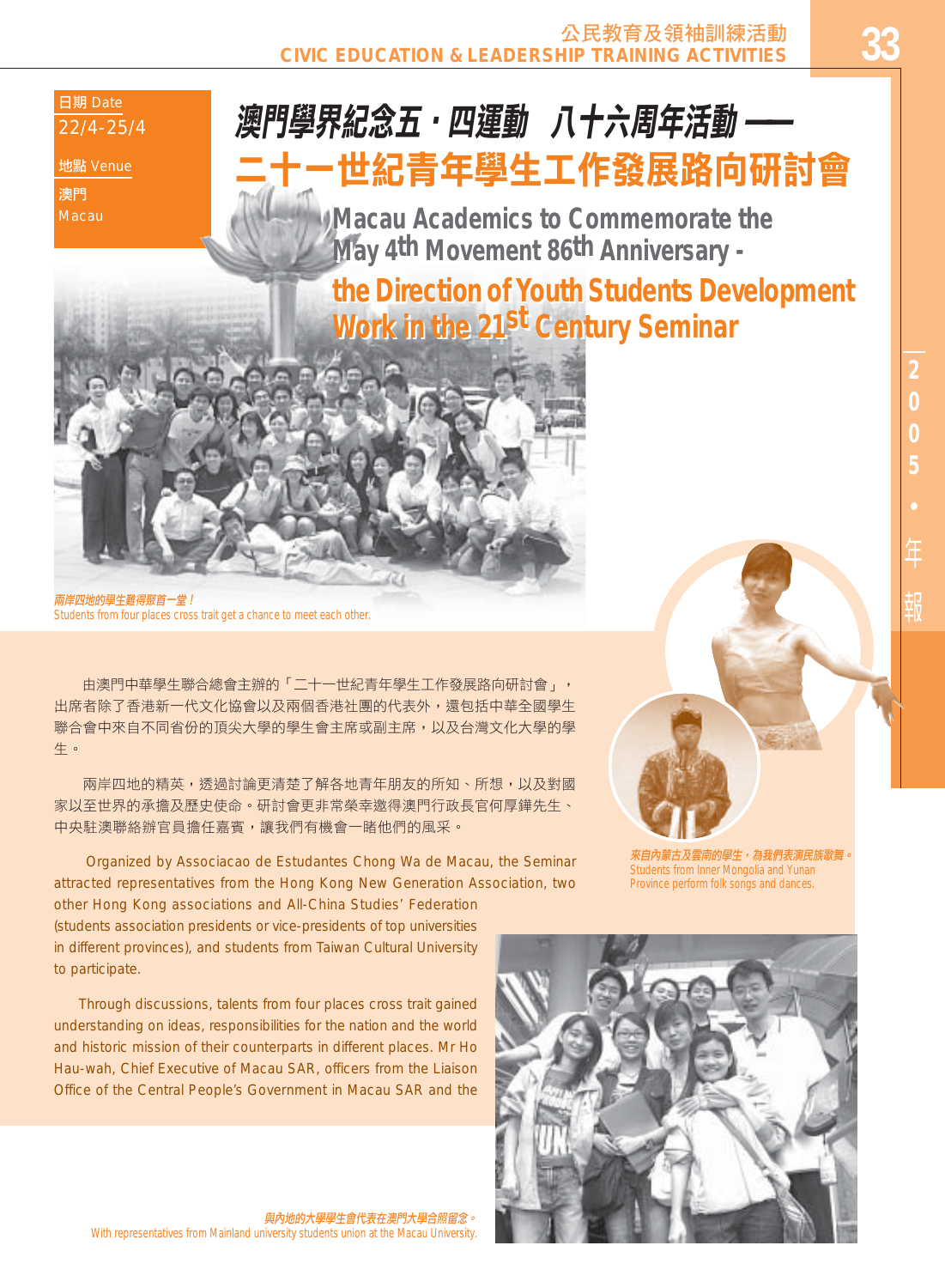日期 Date
22/4-25/4

地點 Venue
澳門
Macau

# 澳門學界紀念五．四運動 八十六周年活動 ──
# 二十一世紀青年學生工作發展路向研討會

## Macau Academics to Commemorate the May 4th Movement 86th Anniversary - the Direction of Youth Students Development Work in the 21st Century Seminar

***兩岸四地的學生難得聚首一堂！***
Students from four places cross trait get a chance to meet each other.

由澳門中華學生聯合總會主辦的「二十一世紀青年學生工作發展路向研討會」，出席者除了香港新一代文化協會以及兩個香港社團的代表外，還包括中華全國學生聯合會中來自不同省份的頂尖大學的學生會主席或副主席，以及台灣文化大學的學生。

兩岸四地的精英，透過討論更清楚了解各地青年朋友的所知、所想，以及對國家以至世界的承擔及歷史使命。研討會更非常榮幸邀得澳門行政長官何厚鏵先生、中央駐澳聯絡辦官員擔任嘉賓，讓我們有機會一睹他們的風采。

Organized by Associacao de Estudantes Chong Wa de Macau, the Seminar attracted representatives from the Hong Kong New Generation Association, two other Hong Kong associations and All-China Studies' Federation (students association presidents or vice-presidents of top universities in different provinces), and students from Taiwan Cultural University to participate.

Through discussions, talents from four places cross trait gained understanding on ideas, responsibilities for the nation and the world and historic mission of their counterparts in different places. Mr Ho Hau-wah, Chief Executive of Macau SAR, officers from the Liaison Office of the Central People's Government in Macau SAR and the

***來自內蒙古及雲南的學生，為我們表演民族歌舞。***
Students from Inner Mongolia and Yunan Province perform folk songs and dances.

***與內地的大學學生會代表在澳門大學合照留念。***
With representatives from Mainland university students union at the Macau University.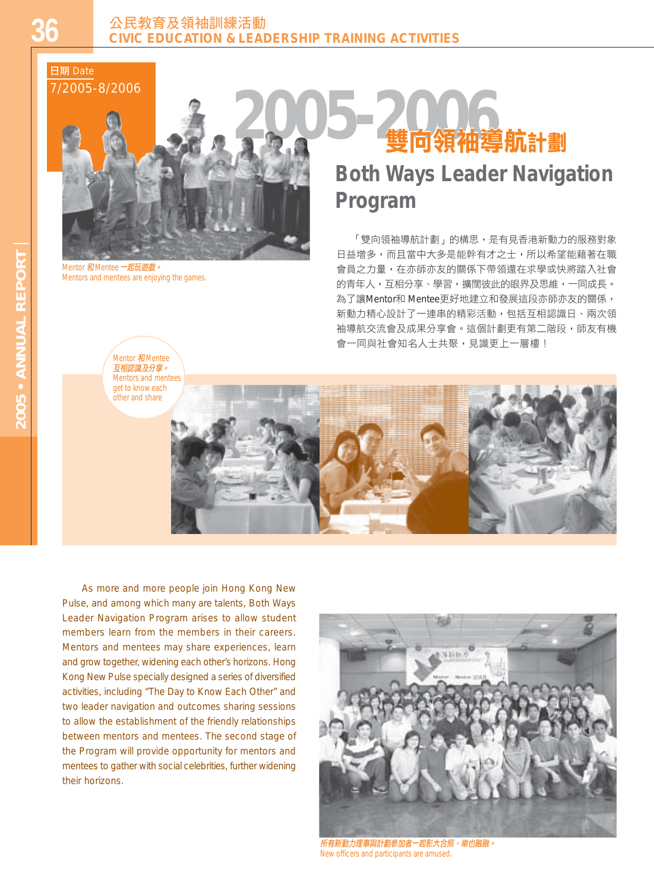日期 Date
7/2005-8/2006

# 2005-2006 雙向領袖導航計劃

## Both Ways Leader Navigation Program

Mentor 和Mentee 一起玩遊戲。
Mentors and mentees are enjoying the games.

「雙向領袖導航計劃」的構思，是有見香港新動力的服務對象日益增多，而且當中大多是能幹有才之士，所以希望能藉著在職會員之力量，在亦師亦友的關係下帶領還在求學或快將踏入社會的青年人，互相分享、學習，擴闊彼此的眼界及思維，一同成長。為了讓Mentor和 Mentee更好地建立和發展這段亦師亦友的關係，新動力精心設計了一連串的精彩活動，包括互相認識日、兩次領袖導航交流會及成果分享會。這個計劃更有第二階段，師友有機會一同與社會知名人士共聚，見識更上一層樓！

Mentor 和Mentee 互相認識及分享。
Mentors and mentees get to know each other and share

As more and more people join Hong Kong New Pulse, and among which many are talents, Both Ways Leader Navigation Program arises to allow student members learn from the members in their careers. Mentors and mentees may share experiences, learn and grow together, widening each other's horizons. Hong Kong New Pulse specially designed a series of diversified activities, including "The Day to Know Each Other" and two leader navigation and outcomes sharing sessions to allow the establishment of the friendly relationships between mentors and mentees. The second stage of the Program will provide opportunity for mentors and mentees to gather with social celebrities, further widening their horizons.

所有新動力理事與計劃參加者一起影大合照，樂也融融。
New officers and participants are amused.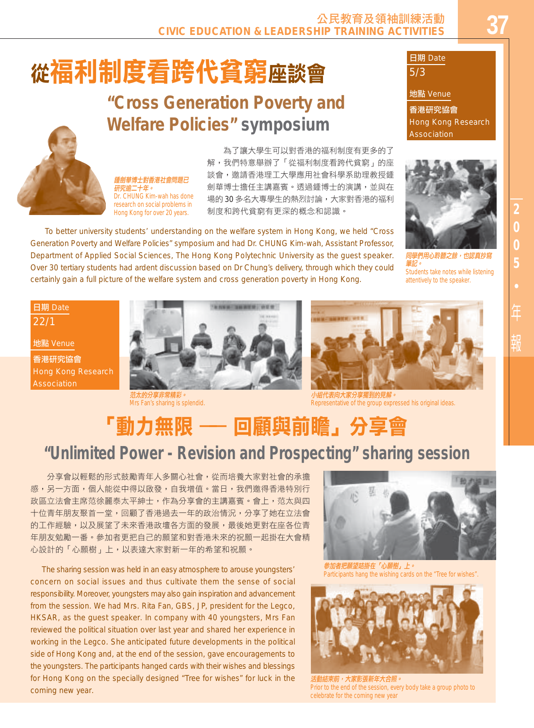# 從福利制度看跨代貧窮座談會

## "Cross Generation Poverty and Welfare Policies" symposium

日期 Date
5/3

地點 Venue
香港研究協會
Hong Kong Research Association

鍾劍華博士對香港社會問題已研究逾二十年。
Dr. CHUNG Kim-wah has done research on social problems in Hong Kong for over 20 years.

為了讓大學生可以對香港的福利制度有更多的了解，我們特意舉辦了「從福利制度看跨代貧窮」的座談會，邀請香港理工大學應用社會科學系助理教授鍾劍華博士擔任主講嘉賓。透過鍾博士的演講，並與在場的30多名大專學生的熱烈討論，大家對香港的福利制度和跨代貧窮有更深的概念和認識。

To better university students' understanding on the welfare system in Hong Kong, we held "Cross Generation Poverty and Welfare Policies" symposium and had Dr. CHUNG Kim-wah, Assistant Professor, Department of Applied Social Sciences, The Hong Kong Polytechnic University as the guest speaker. Over 30 tertiary students had ardent discussion based on Dr Chung's delivery, through which they could certainly gain a full picture of the welfare system and cross generation poverty in Hong Kong.

同學們用心聆聽之餘，也認真抄寫筆記。
Students take notes while listening attentively to the speaker.

日期 Date
22/1

地點 Venue
香港研究協會
Hong Kong Research Association

范太的分享非常精彩。
Mrs Fan's sharing is splendid.

小組代表向大家分享獨到的見解。
Representative of the group expressed his original ideas.

# 「動力無限 — 回顧與前瞻」分享會

## "Unlimited Power - Revision and Prospecting" sharing session

分享會以輕鬆的形式鼓勵青年人多關心社會，從而培養大家對社會的承擔感，另一方面，個人能從中得以啟發，自我增值。當日，我們邀得香港特別行政區立法會主席范徐麗泰太平紳士，作為分享會的主講嘉賓。會上，范太與四十位青年朋友聚首一堂，回顧了香港過去一年的政治情況，分享了她在立法會的工作經驗，以及展望了未來香港政壇各方面的發展，最後她更對在座各位青年朋友勉勵一番。參加者更把自己的願望和對香港未來的祝願一起掛在大會精心設計的「心願樹」上，以表達大家對新一年的希望和祝願。

The sharing session was held in an easy atmosphere to arouse youngsters' concern on social issues and thus cultivate them the sense of social responsibility. Moreover, youngsters may also gain inspiration and advancement from the session. We had Mrs. Rita Fan, GBS, JP, president for the Legco, HKSAR, as the guest speaker. In company with 40 youngsters, Mrs Fan reviewed the political situation over last year and shared her experience in working in the Legco. She anticipated future developments in the political side of Hong Kong and, at the end of the session, gave encouragements to the youngsters. The participants hanged cards with their wishes and blessings for Hong Kong on the specially designed "Tree for wishes" for luck in the coming new year.

參加者把願望咭掛在「心願樹」上。
Participants hang the wishing cards on the "Tree for wishes".

活動結束前，大家影張新年大合照。
Prior to the end of the session, every body take a group photo to celebrate for the coming new year